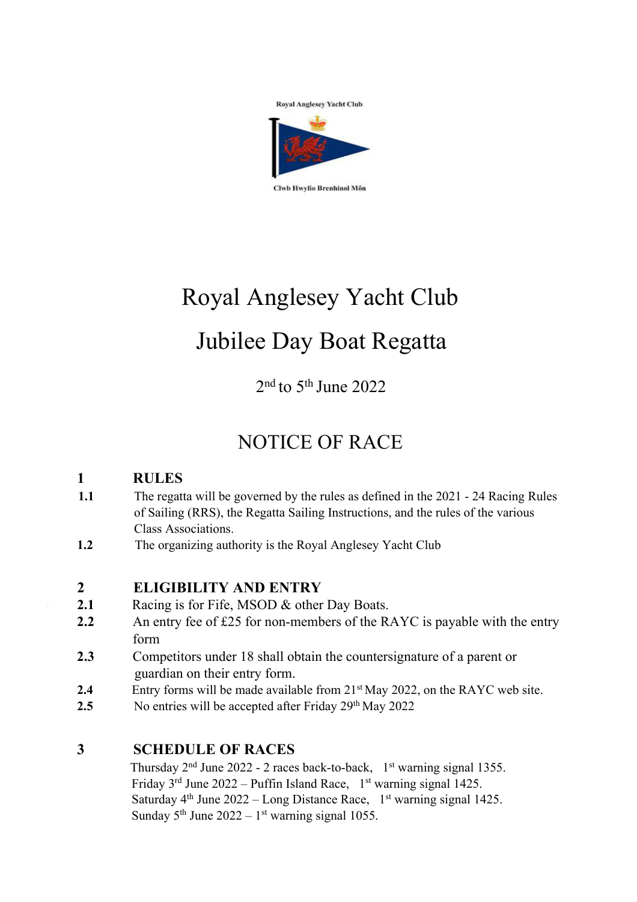Royal Anglesey Yacht Club

Clwb Hwylio Brenhinol Môn

# Royal Anglesey Yacht Club

# Jubilee Day Boat Regatta

2nd to 5th June 2022

## NOTICE OF RACE

### 1 RULES

**1.1** The regatta will be governed by the rules as defined in the 2021 - 24 Racing Rules of Sailing (RRS), the Regatta Sailing Instructions, and the rules of the various Class Associations.

**1.2** The organizing authority is the Royal Anglesey Yacht Club

### 2 ELIGIBILITY AND ENTRY

**2.1** Racing is for Fife, MSOD & other Day Boats.

**2.2** An entry fee of £25 for non-members of the RAYC is payable with the entry form

**2.3** Competitors under 18 shall obtain the countersignature of a parent or guardian on their entry form.

**2.4** Entry forms will be made available from 21st May 2022, on the RAYC web site.

**2.5** No entries will be accepted after Friday 29th May 2022

### 3 SCHEDULE OF RACES

Thursday 2nd June 2022 - 2 races back-to-back, 1st warning signal 1355.
Friday 3rd June 2022 – Puffin Island Race, 1st warning signal 1425.
Saturday 4th June 2022 – Long Distance Race, 1st warning signal 1425.
Sunday 5th June 2022 – 1st warning signal 1055.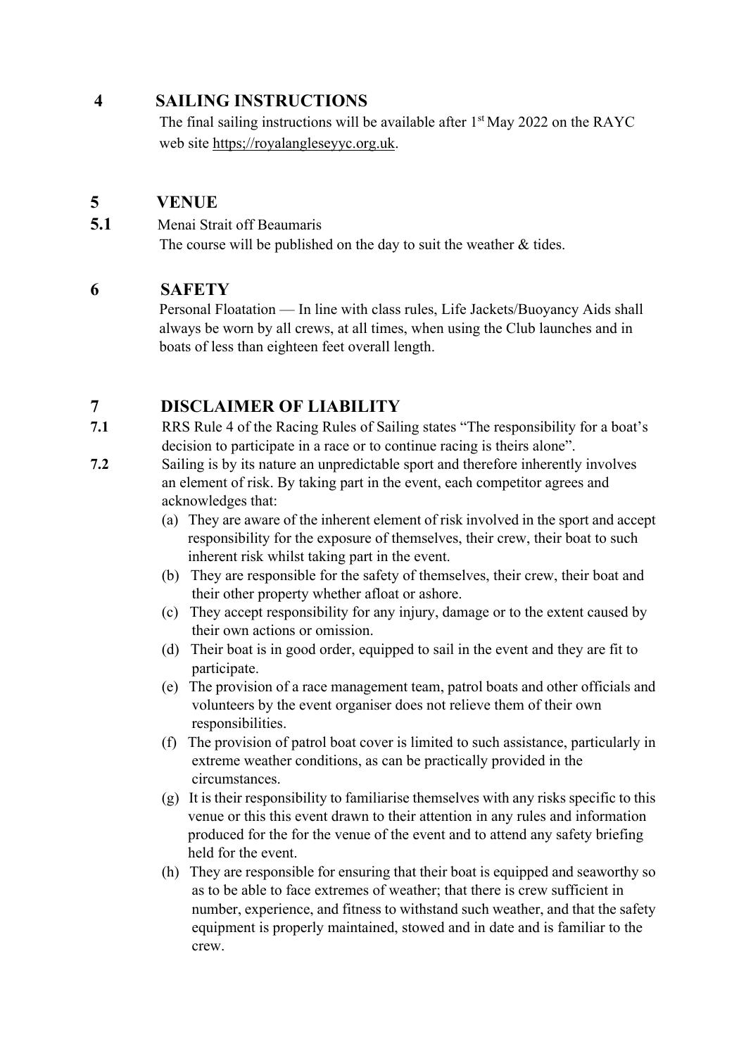## 4 SAILING INSTRUCTIONS

The final sailing instructions will be available after 1st May 2022 on the RAYC web site https;//royalangleseyyc.org.uk.

## 5 VENUE

**5.1** Menai Strait off Beaumaris

The course will be published on the day to suit the weather & tides.

## 6 SAFETY

Personal Floatation — In line with class rules, Life Jackets/Buoyancy Aids shall always be worn by all crews, at all times, when using the Club launches and in boats of less than eighteen feet overall length.

## 7 DISCLAIMER OF LIABILITY

**7.1** RRS Rule 4 of the Racing Rules of Sailing states "The responsibility for a boat's decision to participate in a race or to continue racing is theirs alone".

**7.2** Sailing is by its nature an unpredictable sport and therefore inherently involves an element of risk. By taking part in the event, each competitor agrees and acknowledges that:

(a) They are aware of the inherent element of risk involved in the sport and accept responsibility for the exposure of themselves, their crew, their boat to such inherent risk whilst taking part in the event.

(b) They are responsible for the safety of themselves, their crew, their boat and their other property whether afloat or ashore.

(c) They accept responsibility for any injury, damage or to the extent caused by their own actions or omission.

(d) Their boat is in good order, equipped to sail in the event and they are fit to participate.

(e) The provision of a race management team, patrol boats and other officials and volunteers by the event organiser does not relieve them of their own responsibilities.

(f) The provision of patrol boat cover is limited to such assistance, particularly in extreme weather conditions, as can be practically provided in the circumstances.

(g) It is their responsibility to familiarise themselves with any risks specific to this venue or this this event drawn to their attention in any rules and information produced for the for the venue of the event and to attend any safety briefing held for the event.

(h) They are responsible for ensuring that their boat is equipped and seaworthy so as to be able to face extremes of weather; that there is crew sufficient in number, experience, and fitness to withstand such weather, and that the safety equipment is properly maintained, stowed and in date and is familiar to the crew.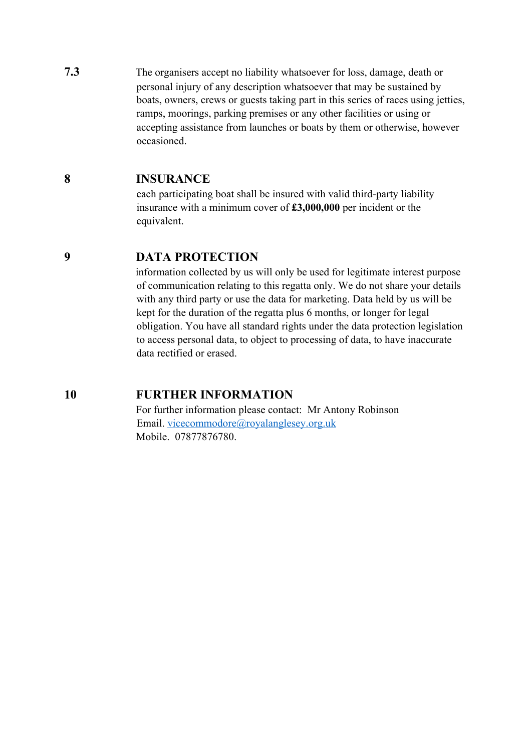**7.3** The organisers accept no liability whatsoever for loss, damage, death or personal injury of any description whatsoever that may be sustained by boats, owners, crews or guests taking part in this series of races using jetties, ramps, moorings, parking premises or any other facilities or using or accepting assistance from launches or boats by them or otherwise, however occasioned.

## 8 INSURANCE

each participating boat shall be insured with valid third-party liability insurance with a minimum cover of **£3,000,000** per incident or the equivalent.

## 9 DATA PROTECTION

information collected by us will only be used for legitimate interest purpose of communication relating to this regatta only. We do not share your details with any third party or use the data for marketing. Data held by us will be kept for the duration of the regatta plus 6 months, or longer for legal obligation. You have all standard rights under the data protection legislation to access personal data, to object to processing of data, to have inaccurate data rectified or erased.

## 10 FURTHER INFORMATION

For further information please contact: Mr Antony Robinson
Email. vicecommodore@royalanglesey.org.uk
Mobile. 07877876780.